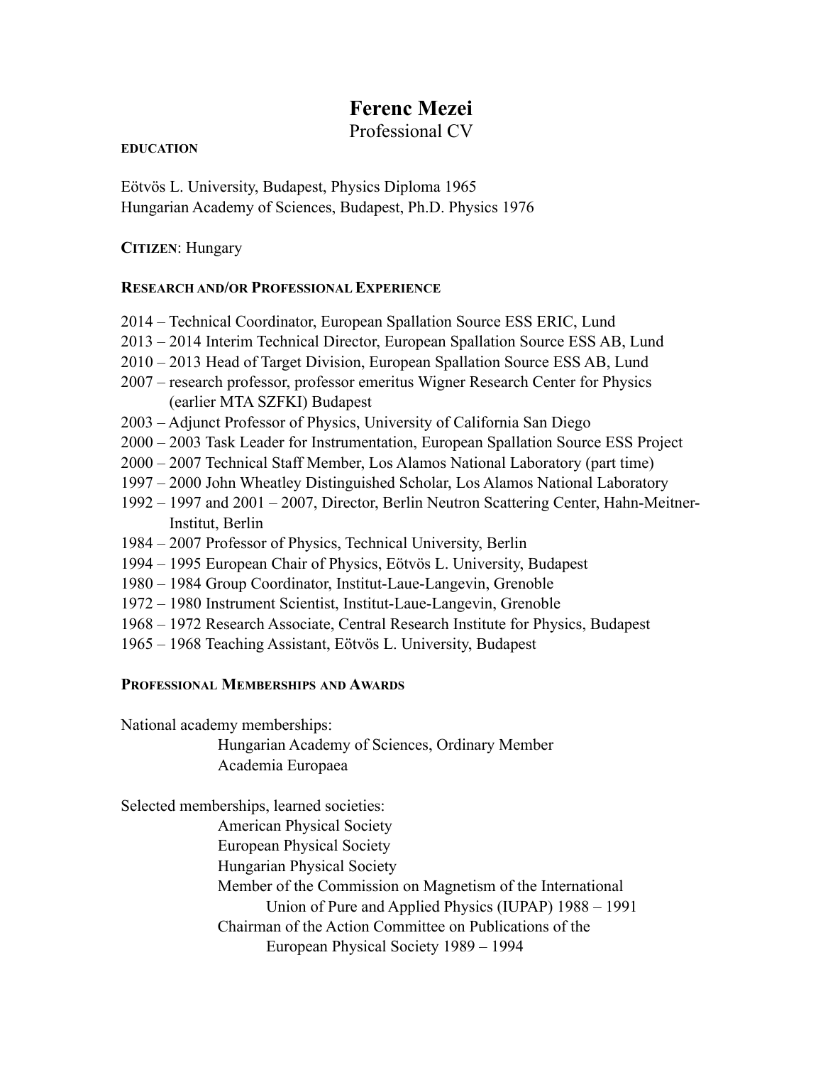# Ferenc Mezei

Professional CV

### EDUCATION

Eötvös L. University, Budapest, Physics Diploma 1965
Hungarian Academy of Sciences, Budapest, Ph.D. Physics 1976

**CITIZEN**: Hungary

### RESEARCH AND/OR PROFESSIONAL EXPERIENCE

2014 – Technical Coordinator, European Spallation Source ESS ERIC, Lund
2013 – 2014 Interim Technical Director, European Spallation Source ESS AB, Lund
2010 – 2013 Head of Target Division, European Spallation Source ESS AB, Lund
2007 – research professor, professor emeritus Wigner Research Center for Physics (earlier MTA SZFKI) Budapest
2003 – Adjunct Professor of Physics, University of California San Diego
2000 – 2003 Task Leader for Instrumentation, European Spallation Source ESS Project
2000 – 2007 Technical Staff Member, Los Alamos National Laboratory (part time)
1997 – 2000 John Wheatley Distinguished Scholar, Los Alamos National Laboratory
1992 – 1997 and 2001 – 2007, Director, Berlin Neutron Scattering Center, Hahn-Meitner-Institut, Berlin
1984 – 2007 Professor of Physics, Technical University, Berlin
1994 – 1995 European Chair of Physics, Eötvös L. University, Budapest
1980 – 1984 Group Coordinator, Institut-Laue-Langevin, Grenoble
1972 – 1980 Instrument Scientist, Institut-Laue-Langevin, Grenoble
1968 – 1972 Research Associate, Central Research Institute for Physics, Budapest
1965 – 1968 Teaching Assistant, Eötvös L. University, Budapest

### PROFESSIONAL MEMBERSHIPS AND AWARDS

National academy memberships:

- Hungarian Academy of Sciences, Ordinary Member
- Academia Europaea

Selected memberships, learned societies:

- American Physical Society
- European Physical Society
- Hungarian Physical Society
- Member of the Commission on Magnetism of the International Union of Pure and Applied Physics (IUPAP) 1988 – 1991
- Chairman of the Action Committee on Publications of the European Physical Society 1989 – 1994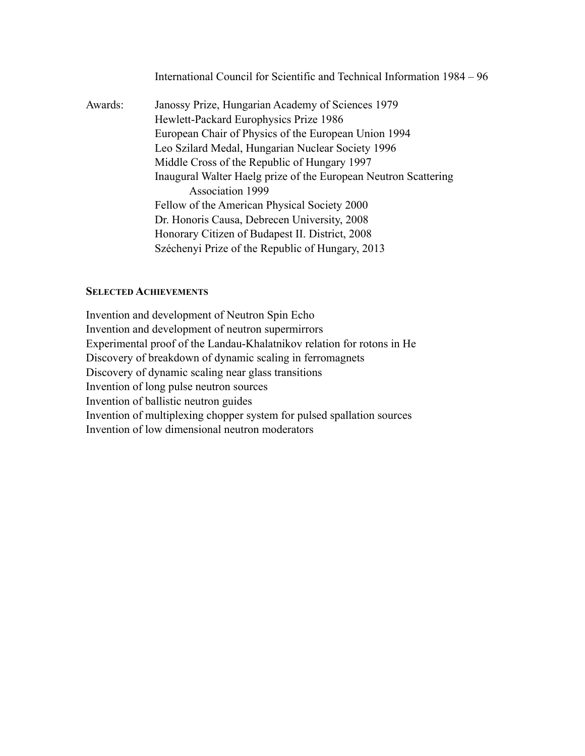International Council for Scientific and Technical Information 1984 – 96

Awards:
- Janossy Prize, Hungarian Academy of Sciences 1979
- Hewlett-Packard Europhysics Prize 1986
- European Chair of Physics of the European Union 1994
- Leo Szilard Medal, Hungarian Nuclear Society 1996
- Middle Cross of the Republic of Hungary 1997
- Inaugural Walter Haelg prize of the European Neutron Scattering Association 1999
- Fellow of the American Physical Society 2000
- Dr. Honoris Causa, Debrecen University, 2008
- Honorary Citizen of Budapest II. District, 2008
- Széchenyi Prize of the Republic of Hungary, 2013

## Selected Achievements

Invention and development of Neutron Spin Echo
Invention and development of neutron supermirrors
Experimental proof of the Landau-Khalatnikov relation for rotons in He
Discovery of breakdown of dynamic scaling in ferromagnets
Discovery of dynamic scaling near glass transitions
Invention of long pulse neutron sources
Invention of ballistic neutron guides
Invention of multiplexing chopper system for pulsed spallation sources
Invention of low dimensional neutron moderators